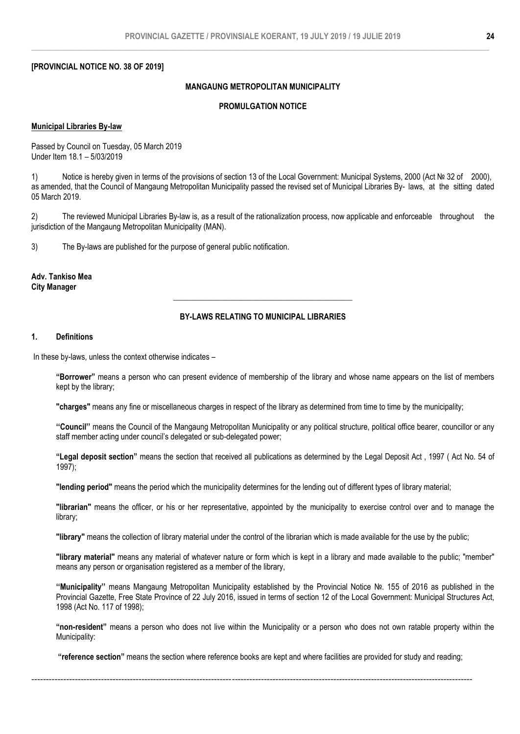**[PROVINCIAL NOTICE NO. 38 OF 2019]**

**MANGAUNG METROPOLITAN MUNICIPALITY**

**PROMULGATION NOTICE**

**Municipal Libraries By-law**

Passed by Council on Tuesday, 05 March 2019
Under Item 18.1 – 5/03/2019

1) Notice is hereby given in terms of the provisions of section 13 of the Local Government: Municipal Systems, 2000 (Act № 32 of 2000), as amended, that the Council of Mangaung Metropolitan Municipality passed the revised set of Municipal Libraries By- laws, at the sitting dated 05 March 2019.

2) The reviewed Municipal Libraries By-law is, as a result of the rationalization process, now applicable and enforceable throughout the jurisdiction of the Mangaung Metropolitan Municipality (MAN).

3) The By-laws are published for the purpose of general public notification.

**Adv. Tankiso Mea**
**City Manager**

---

**BY-LAWS RELATING TO MUNICIPAL LIBRARIES**

**1. Definitions**

In these by-laws, unless the context otherwise indicates –

**"Borrower"** means a person who can present evidence of membership of the library and whose name appears on the list of members kept by the library;

**"charges"** means any fine or miscellaneous charges in respect of the library as determined from time to time by the municipality;

**"Council"** means the Council of the Mangaung Metropolitan Municipality or any political structure, political office bearer, councillor or any staff member acting under council's delegated or sub-delegated power;

**"Legal deposit section"** means the section that received all publications as determined by the Legal Deposit Act , 1997 ( Act No. 54 of 1997);

**"lending period"** means the period which the municipality determines for the lending out of different types of library material;

**"librarian"** means the officer, or his or her representative, appointed by the municipality to exercise control over and to manage the library;

**"library"** means the collection of library material under the control of the librarian which is made available for the use by the public;

**"library material"** means any material of whatever nature or form which is kept in a library and made available to the public; "member" means any person or organisation registered as a member of the library,

**"Municipality"** means Mangaung Metropolitan Municipality established by the Provincial Notice №. 155 of 2016 as published in the Provincial Gazette, Free State Province of 22 July 2016, issued in terms of section 12 of the Local Government: Municipal Structures Act, 1998 (Act No. 117 of 1998);

**"non-resident"** means a person who does not live within the Municipality or a person who does not own ratable property within the Municipality:

**"reference section"** means the section where reference books are kept and where facilities are provided for study and reading;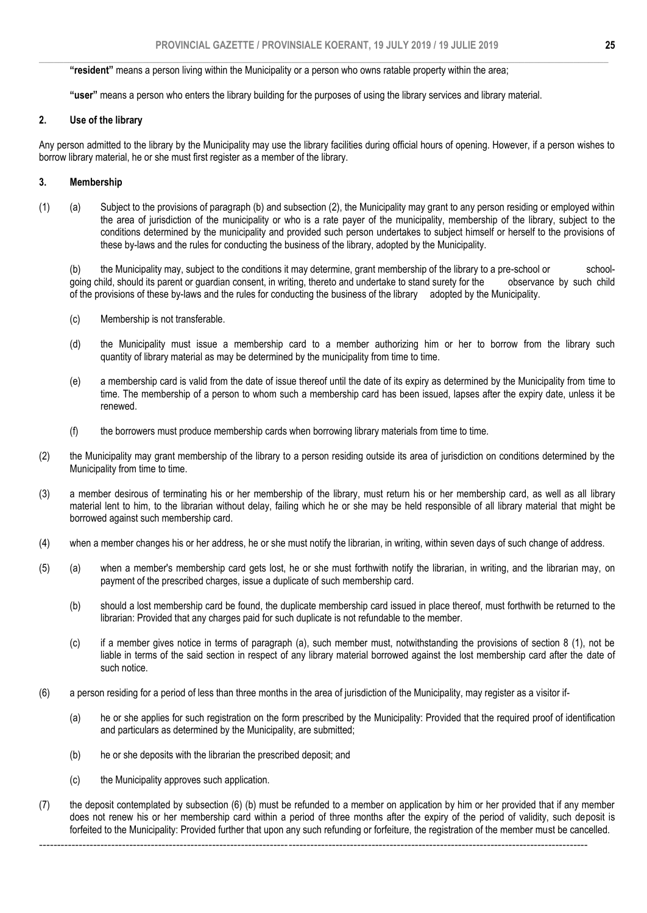**"resident"** means a person living within the Municipality or a person who owns ratable property within the area;

**"user"** means a person who enters the library building for the purposes of using the library services and library material.

## 2. Use of the library

Any person admitted to the library by the Municipality may use the library facilities during official hours of opening. However, if a person wishes to borrow library material, he or she must first register as a member of the library.

## 3. Membership

(1) (a) Subject to the provisions of paragraph (b) and subsection (2), the Municipality may grant to any person residing or employed within the area of jurisdiction of the municipality or who is a rate payer of the municipality, membership of the library, subject to the conditions determined by the municipality and provided such person undertakes to subject himself or herself to the provisions of these by-laws and the rules for conducting the business of the library, adopted by the Municipality.

(b) the Municipality may, subject to the conditions it may determine, grant membership of the library to a pre-school or school-going child, should its parent or guardian consent, in writing, thereto and undertake to stand surety for the observance by such child of the provisions of these by-laws and the rules for conducting the business of the library adopted by the Municipality.

(c) Membership is not transferable.

(d) the Municipality must issue a membership card to a member authorizing him or her to borrow from the library such quantity of library material as may be determined by the municipality from time to time.

(e) a membership card is valid from the date of issue thereof until the date of its expiry as determined by the Municipality from time to time. The membership of a person to whom such a membership card has been issued, lapses after the expiry date, unless it be renewed.

(f) the borrowers must produce membership cards when borrowing library materials from time to time.

(2) the Municipality may grant membership of the library to a person residing outside its area of jurisdiction on conditions determined by the Municipality from time to time.

(3) a member desirous of terminating his or her membership of the library, must return his or her membership card, as well as all library material lent to him, to the librarian without delay, failing which he or she may be held responsible of all library material that might be borrowed against such membership card.

(4) when a member changes his or her address, he or she must notify the librarian, in writing, within seven days of such change of address.

(5) (a) when a member's membership card gets lost, he or she must forthwith notify the librarian, in writing, and the librarian may, on payment of the prescribed charges, issue a duplicate of such membership card.

(b) should a lost membership card be found, the duplicate membership card issued in place thereof, must forthwith be returned to the librarian: Provided that any charges paid for such duplicate is not refundable to the member.

(c) if a member gives notice in terms of paragraph (a), such member must, notwithstanding the provisions of section 8 (1), not be liable in terms of the said section in respect of any library material borrowed against the lost membership card after the date of such notice.

(6) a person residing for a period of less than three months in the area of jurisdiction of the Municipality, may register as a visitor if-

(a) he or she applies for such registration on the form prescribed by the Municipality: Provided that the required proof of identification and particulars as determined by the Municipality, are submitted;

(b) he or she deposits with the librarian the prescribed deposit; and

(c) the Municipality approves such application.

(7) the deposit contemplated by subsection (6) (b) must be refunded to a member on application by him or her provided that if any member does not renew his or her membership card within a period of three months after the expiry of the period of validity, such deposit is forfeited to the Municipality: Provided further that upon any such refunding or forfeiture, the registration of the member must be cancelled.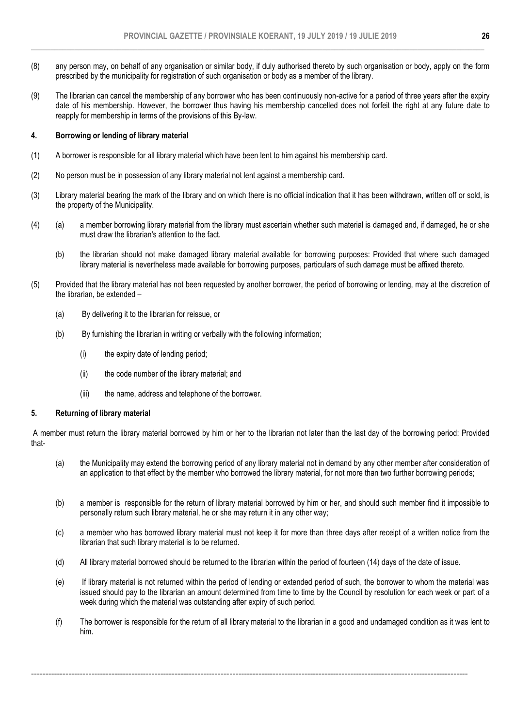(8) any person may, on behalf of any organisation or similar body, if duly authorised thereto by such organisation or body, apply on the form prescribed by the municipality for registration of such organisation or body as a member of the library.

(9) The librarian can cancel the membership of any borrower who has been continuously non-active for a period of three years after the expiry date of his membership. However, the borrower thus having his membership cancelled does not forfeit the right at any future date to reapply for membership in terms of the provisions of this By-law.

**4. Borrowing or lending of library material**

(1) A borrower is responsible for all library material which have been lent to him against his membership card.

(2) No person must be in possession of any library material not lent against a membership card.

(3) Library material bearing the mark of the library and on which there is no official indication that it has been withdrawn, written off or sold, is the property of the Municipality.

(4) (a) a member borrowing library material from the library must ascertain whether such material is damaged and, if damaged, he or she must draw the librarian's attention to the fact.

(b) the librarian should not make damaged library material available for borrowing purposes: Provided that where such damaged library material is nevertheless made available for borrowing purposes, particulars of such damage must be affixed thereto.

(5) Provided that the library material has not been requested by another borrower, the period of borrowing or lending, may at the discretion of the librarian, be extended –

(a) By delivering it to the librarian for reissue, or

(b) By furnishing the librarian in writing or verbally with the following information;

(i) the expiry date of lending period;

(ii) the code number of the library material; and

(iii) the name, address and telephone of the borrower.

**5. Returning of library material**

A member must return the library material borrowed by him or her to the librarian not later than the last day of the borrowing period: Provided that-

(a) the Municipality may extend the borrowing period of any library material not in demand by any other member after consideration of an application to that effect by the member who borrowed the library material, for not more than two further borrowing periods;

(b) a member is responsible for the return of library material borrowed by him or her, and should such member find it impossible to personally return such library material, he or she may return it in any other way;

(c) a member who has borrowed library material must not keep it for more than three days after receipt of a written notice from the librarian that such library material is to be returned.

(d) All library material borrowed should be returned to the librarian within the period of fourteen (14) days of the date of issue.

(e) If library material is not returned within the period of lending or extended period of such, the borrower to whom the material was issued should pay to the librarian an amount determined from time to time by the Council by resolution for each week or part of a week during which the material was outstanding after expiry of such period.

(f) The borrower is responsible for the return of all library material to the librarian in a good and undamaged condition as it was lent to him.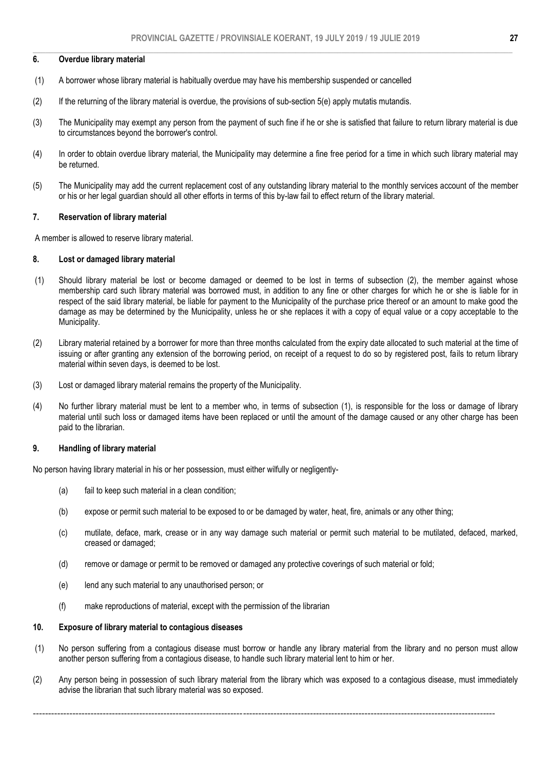## 6. Overdue library material

(1) A borrower whose library material is habitually overdue may have his membership suspended or cancelled

(2) If the returning of the library material is overdue, the provisions of sub-section 5(e) apply mutatis mutandis.

(3) The Municipality may exempt any person from the payment of such fine if he or she is satisfied that failure to return library material is due to circumstances beyond the borrower's control.

(4) In order to obtain overdue library material, the Municipality may determine a fine free period for a time in which such library material may be returned.

(5) The Municipality may add the current replacement cost of any outstanding library material to the monthly services account of the member or his or her legal guardian should all other efforts in terms of this by-law fail to effect return of the library material.

## 7. Reservation of library material

A member is allowed to reserve library material.

## 8. Lost or damaged library material

(1) Should library material be lost or become damaged or deemed to be lost in terms of subsection (2), the member against whose membership card such library material was borrowed must, in addition to any fine or other charges for which he or she is liable for in respect of the said library material, be liable for payment to the Municipality of the purchase price thereof or an amount to make good the damage as may be determined by the Municipality, unless he or she replaces it with a copy of equal value or a copy acceptable to the Municipality.

(2) Library material retained by a borrower for more than three months calculated from the expiry date allocated to such material at the time of issuing or after granting any extension of the borrowing period, on receipt of a request to do so by registered post, fails to return library material within seven days, is deemed to be lost.

(3) Lost or damaged library material remains the property of the Municipality.

(4) No further library material must be lent to a member who, in terms of subsection (1), is responsible for the loss or damage of library material until such loss or damaged items have been replaced or until the amount of the damage caused or any other charge has been paid to the librarian.

## 9. Handling of library material

No person having library material in his or her possession, must either wilfully or negligently-

(a) fail to keep such material in a clean condition;

(b) expose or permit such material to be exposed to or be damaged by water, heat, fire, animals or any other thing;

(c) mutilate, deface, mark, crease or in any way damage such material or permit such material to be mutilated, defaced, marked, creased or damaged;

(d) remove or damage or permit to be removed or damaged any protective coverings of such material or fold;

(e) lend any such material to any unauthorised person; or

(f) make reproductions of material, except with the permission of the librarian

## 10. Exposure of library material to contagious diseases

(1) No person suffering from a contagious disease must borrow or handle any library material from the library and no person must allow another person suffering from a contagious disease, to handle such library material lent to him or her.

(2) Any person being in possession of such library material from the library which was exposed to a contagious disease, must immediately advise the librarian that such library material was so exposed.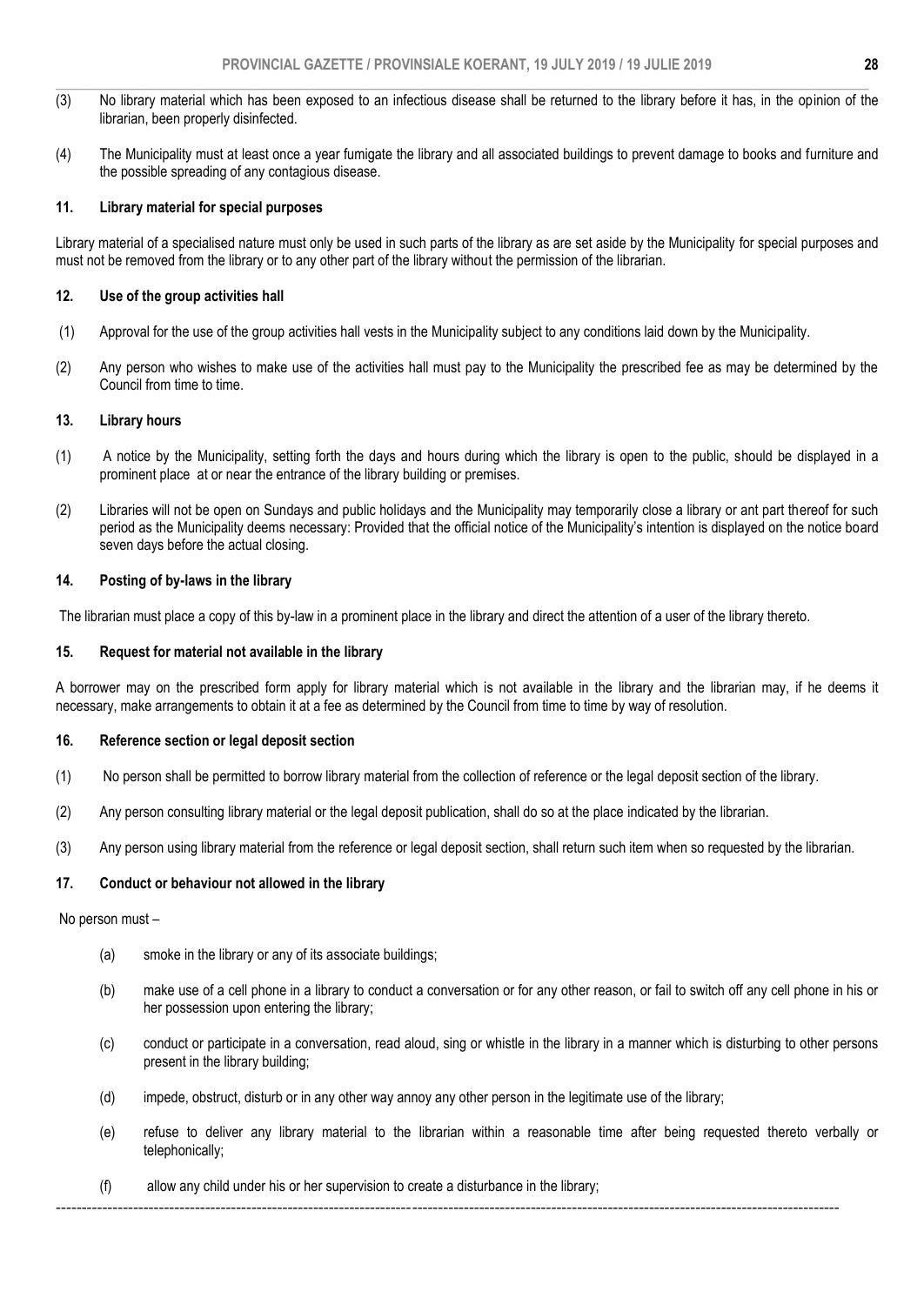(3) No library material which has been exposed to an infectious disease shall be returned to the library before it has, in the opinion of the librarian, been properly disinfected.

(4) The Municipality must at least once a year fumigate the library and all associated buildings to prevent damage to books and furniture and the possible spreading of any contagious disease.

### 11. Library material for special purposes

Library material of a specialised nature must only be used in such parts of the library as are set aside by the Municipality for special purposes and must not be removed from the library or to any other part of the library without the permission of the librarian.

### 12. Use of the group activities hall

(1) Approval for the use of the group activities hall vests in the Municipality subject to any conditions laid down by the Municipality.

(2) Any person who wishes to make use of the activities hall must pay to the Municipality the prescribed fee as may be determined by the Council from time to time.

### 13. Library hours

(1) A notice by the Municipality, setting forth the days and hours during which the library is open to the public, should be displayed in a prominent place at or near the entrance of the library building or premises.

(2) Libraries will not be open on Sundays and public holidays and the Municipality may temporarily close a library or ant part thereof for such period as the Municipality deems necessary: Provided that the official notice of the Municipality's intention is displayed on the notice board seven days before the actual closing.

### 14. Posting of by-laws in the library

The librarian must place a copy of this by-law in a prominent place in the library and direct the attention of a user of the library thereto.

### 15. Request for material not available in the library

A borrower may on the prescribed form apply for library material which is not available in the library and the librarian may, if he deems it necessary, make arrangements to obtain it at a fee as determined by the Council from time to time by way of resolution.

### 16. Reference section or legal deposit section

(1) No person shall be permitted to borrow library material from the collection of reference or the legal deposit section of the library.

(2) Any person consulting library material or the legal deposit publication, shall do so at the place indicated by the librarian.

(3) Any person using library material from the reference or legal deposit section, shall return such item when so requested by the librarian.

### 17. Conduct or behaviour not allowed in the library

No person must –

(a) smoke in the library or any of its associate buildings;

(b) make use of a cell phone in a library to conduct a conversation or for any other reason, or fail to switch off any cell phone in his or her possession upon entering the library;

(c) conduct or participate in a conversation, read aloud, sing or whistle in the library in a manner which is disturbing to other persons present in the library building;

(d) impede, obstruct, disturb or in any other way annoy any other person in the legitimate use of the library;

(e) refuse to deliver any library material to the librarian within a reasonable time after being requested thereto verbally or telephonically;

(f) allow any child under his or her supervision to create a disturbance in the library;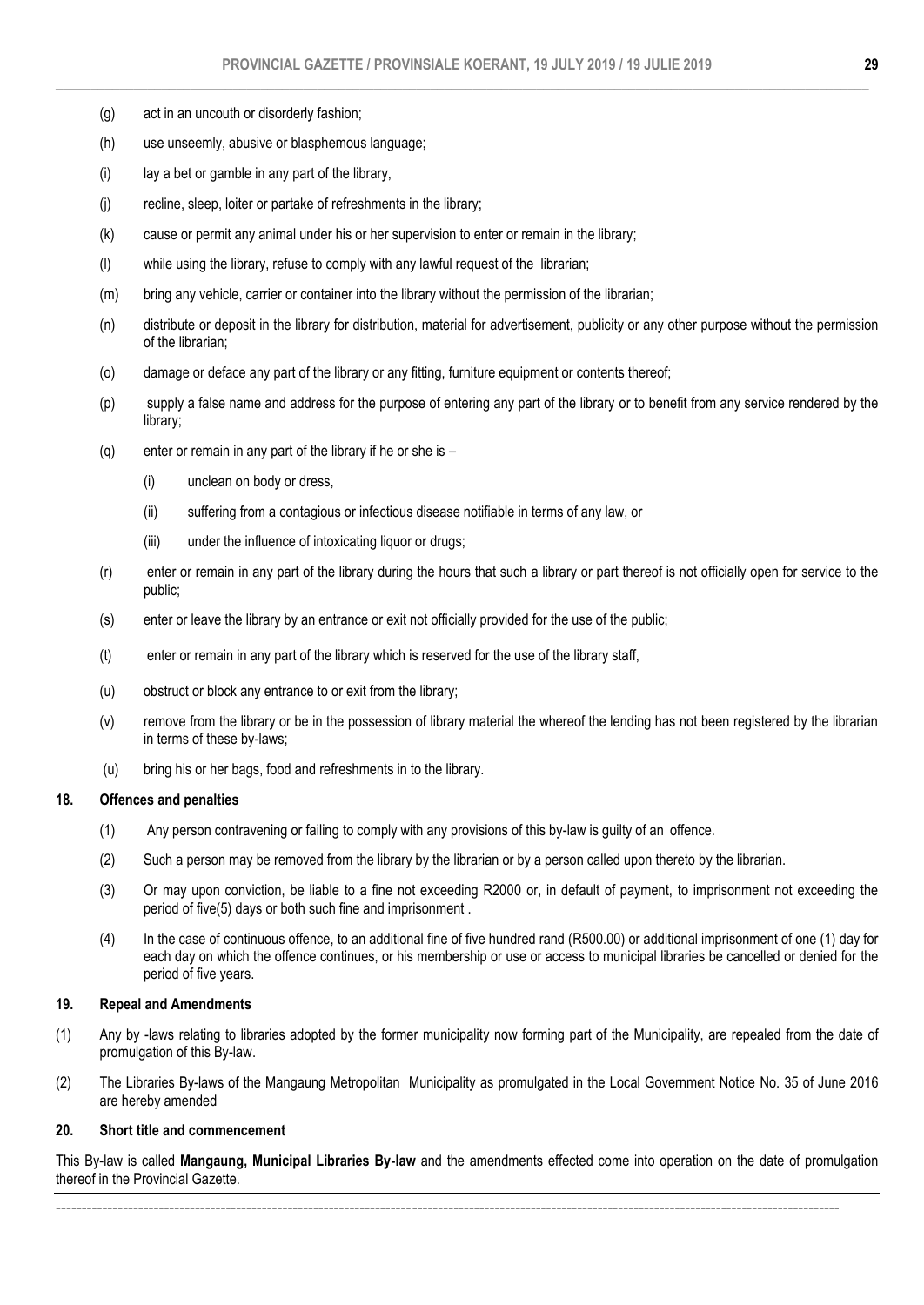(g) act in an uncouth or disorderly fashion;

(h) use unseemly, abusive or blasphemous language;

(i) lay a bet or gamble in any part of the library,

(j) recline, sleep, loiter or partake of refreshments in the library;

(k) cause or permit any animal under his or her supervision to enter or remain in the library;

(l) while using the library, refuse to comply with any lawful request of the librarian;

(m) bring any vehicle, carrier or container into the library without the permission of the librarian;

(n) distribute or deposit in the library for distribution, material for advertisement, publicity or any other purpose without the permission of the librarian;

(o) damage or deface any part of the library or any fitting, furniture equipment or contents thereof;

(p) supply a false name and address for the purpose of entering any part of the library or to benefit from any service rendered by the library;

(q) enter or remain in any part of the library if he or she is –

  (i) unclean on body or dress,

  (ii) suffering from a contagious or infectious disease notifiable in terms of any law, or

  (iii) under the influence of intoxicating liquor or drugs;

(r) enter or remain in any part of the library during the hours that such a library or part thereof is not officially open for service to the public;

(s) enter or leave the library by an entrance or exit not officially provided for the use of the public;

(t) enter or remain in any part of the library which is reserved for the use of the library staff,

(u) obstruct or block any entrance to or exit from the library;

(v) remove from the library or be in the possession of library material the whereof the lending has not been registered by the librarian in terms of these by-laws;

(u) bring his or her bags, food and refreshments in to the library.

**18. Offences and penalties**

(1) Any person contravening or failing to comply with any provisions of this by-law is guilty of an offence.

(2) Such a person may be removed from the library by the librarian or by a person called upon thereto by the librarian.

(3) Or may upon conviction, be liable to a fine not exceeding R2000 or, in default of payment, to imprisonment not exceeding the period of five(5) days or both such fine and imprisonment .

(4) In the case of continuous offence, to an additional fine of five hundred rand (R500.00) or additional imprisonment of one (1) day for each day on which the offence continues, or his membership or use or access to municipal libraries be cancelled or denied for the period of five years.

**19. Repeal and Amendments**

(1) Any by -laws relating to libraries adopted by the former municipality now forming part of the Municipality, are repealed from the date of promulgation of this By-law.

(2) The Libraries By-laws of the Mangaung Metropolitan Municipality as promulgated in the Local Government Notice No. 35 of June 2016 are hereby amended

**20. Short title and commencement**

This By-law is called **Mangaung, Municipal Libraries By-law** and the amendments effected come into operation on the date of promulgation thereof in the Provincial Gazette.

---